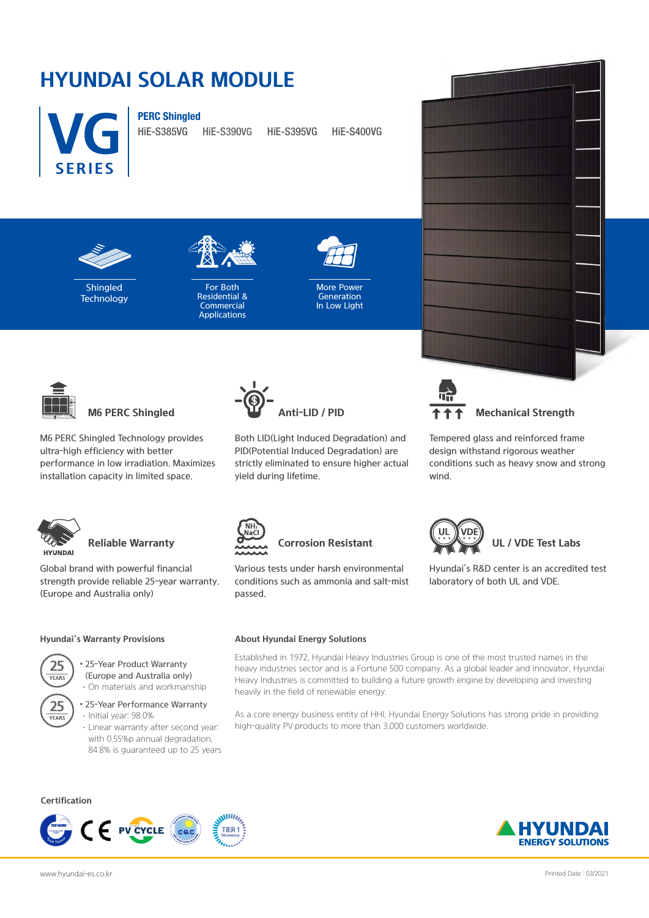# HYUNDAI SOLAR MODULE

## VG SERIES

**PERC Shingled**

HiE-S385VG HiE-S390VG HiE-S395VG HiE-S400VG

Shingled Technology

For Both Residential & Commercial Applications

More Power Generation In Low Light

### M6 PERC Shingled

M6 PERC Shingled Technology provides ultra-high efficiency with better performance in low irradiation. Maximizes installation capacity in limited space.

### Anti-LID / PID

Both LID(Light Induced Degradation) and PID(Potential Induced Degradation) are strictly eliminated to ensure higher actual yield during lifetime.

### Mechanical Strength

Tempered glass and reinforced frame design withstand rigorous weather conditions such as heavy snow and strong wind.

### Reliable Warranty

Global brand with powerful financial strength provide reliable 25-year warranty. (Europe and Australia only)

### Corrosion Resistant

Various tests under harsh environmental conditions such as ammonia and salt-mist passed.

### UL / VDE Test Labs

Hyundai's R&D center is an accredited test laboratory of both UL and VDE.

#### Hyundai's Warranty Provisions

- 25-Year Product Warranty (Europe and Australia only)
  - On materials and workmanship
- 25-Year Performance Warranty
  - Initial year: 98.0%
  - Linear warranty after second year: with 0.55%p annual degradation, 84.8% is guaranteed up to 25 years

#### About Hyundai Energy Solutions

Established in 1972, Hyundai Heavy Industries Group is one of the most trusted names in the heavy industries sector and is a Fortune 500 company. As a global leader and innovator, Hyundai Heavy Industries is committed to building a future growth engine by developing and investing heavily in the field of renewable energy.

As a core energy business entity of HHI, Hyundai Energy Solutions has strong pride in providing high-quality PV products to more than 3,000 customers worldwide.

#### Certification

HYUNDAI ENERGY SOLUTIONS

www.hyundai-es.co.kr

Printed Date : 03/2021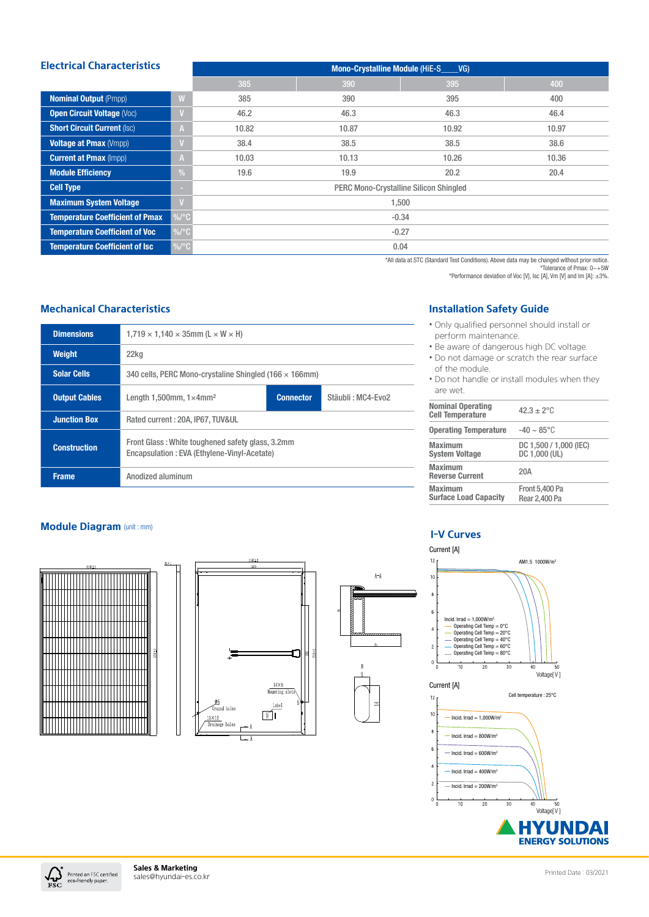## Electrical Characteristics

| | | Mono-Crystalline Module (HiE-S____VG) | | | |
|---|---|---|---|---|---|
| | | 385 | 390 | 395 | 400 |
| **Nominal Output** (Pmpp) | W | 385 | 390 | 395 | 400 |
| **Open Circuit Voltage** (Voc) | V | 46.2 | 46.3 | 46.3 | 46.4 |
| **Short Circuit Current** (Isc) | A | 10.82 | 10.87 | 10.92 | 10.97 |
| **Voltage at Pmax** (Vmpp) | V | 38.4 | 38.5 | 38.5 | 38.6 |
| **Current at Pmax** (Impp) | A | 10.03 | 10.13 | 10.26 | 10.36 |
| **Module Efficiency** | % | 19.6 | 19.9 | 20.2 | 20.4 |
| **Cell Type** | - | PERC Mono-Crystalline Silicon Shingled | | | |
| **Maximum System Voltage** | V | 1,500 | | | |
| **Temperature Coefficient of Pmax** | %/°C | -0.34 | | | |
| **Temperature Coefficient of Voc** | %/°C | -0.27 | | | |
| **Temperature Coefficient of Isc** | %/°C | 0.04 | | | |

*All data at STC (Standard Test Conditions). Above data may be changed without prior notice.
*Tolerance of Pmax: 0~+5W
*Performance deviation of Voc [V], Isc [A], Vm [V] and Im [A]: ±3%.

## Mechanical Characteristics

| | | | |
|---|---|---|---|
| **Dimensions** | 1,719 × 1,140 × 35mm (L × W × H) | | |
| **Weight** | 22kg | | |
| **Solar Cells** | 340 cells, PERC Mono-crystaline Shingled (166 × 166mm) | | |
| **Output Cables** | Length 1,500mm, 1×4mm² | **Connector** | Stäubli : MC4-Evo2 |
| **Junction Box** | Rated current : 20A, IP67, TUV&UL | | |
| **Construction** | Front Glass : White toughened safety glass, 3.2mm<br>Encapsulation : EVA (Ethylene-Vinyl-Acetate) | | |
| **Frame** | Anodized aluminum | | |

## Installation Safety Guide

- Only qualified personnel should install or perform maintenance.
- Be aware of dangerous high DC voltage.
- Do not damage or scratch the rear surface of the module.
- Do not handle or install modules when they are wet.

| | |
|---|---|
| Nominal Operating Cell Temperature | 42.3 ± 2°C |
| Operating Temperature | -40 ~ 85°C |
| Maximum System Voltage | DC 1,500 / 1,000 (IEC)<br>DC 1,000 (UL) |
| Maximum Reverse Current | 20A |
| Maximum Surface Load Capacity | Front 5,400 Pa<br>Rear 2,400 Pa |

## Module Diagram (unit : mm)

1140±2
1719±2
35±1
14X9 Mounting slots
Φ6 Ground holes
10X10 Drainage holes
Label
A-A
B

## I-V Curves

Current [A]
AM1.5 1000W/m²
Incid. Irrad = 1,000W/m²
Operating Cell Temp = 0°C
Operating Cell Temp = 20°C
Operating Cell Temp = 40°C
Operating Cell Temp = 60°C
Operating Cell Temp = 80°C
Voltage[ V ]

Current [A]
Cell temperature : 25°C
Incid. Irrad = 1,000W/m²
Incid. Irrad = 800W/m²
Incid. Irrad = 600W/m²
Incid. Irrad = 400W/m²
Incid. Irrad = 200W/m²
Voltage[ V ]

HYUNDAI ENERGY SOLUTIONS

Printed on FSC certified eco-friendly paper.

**Sales & Marketing**
sales@hyundai-es.co.kr

Printed Date : 03/2021